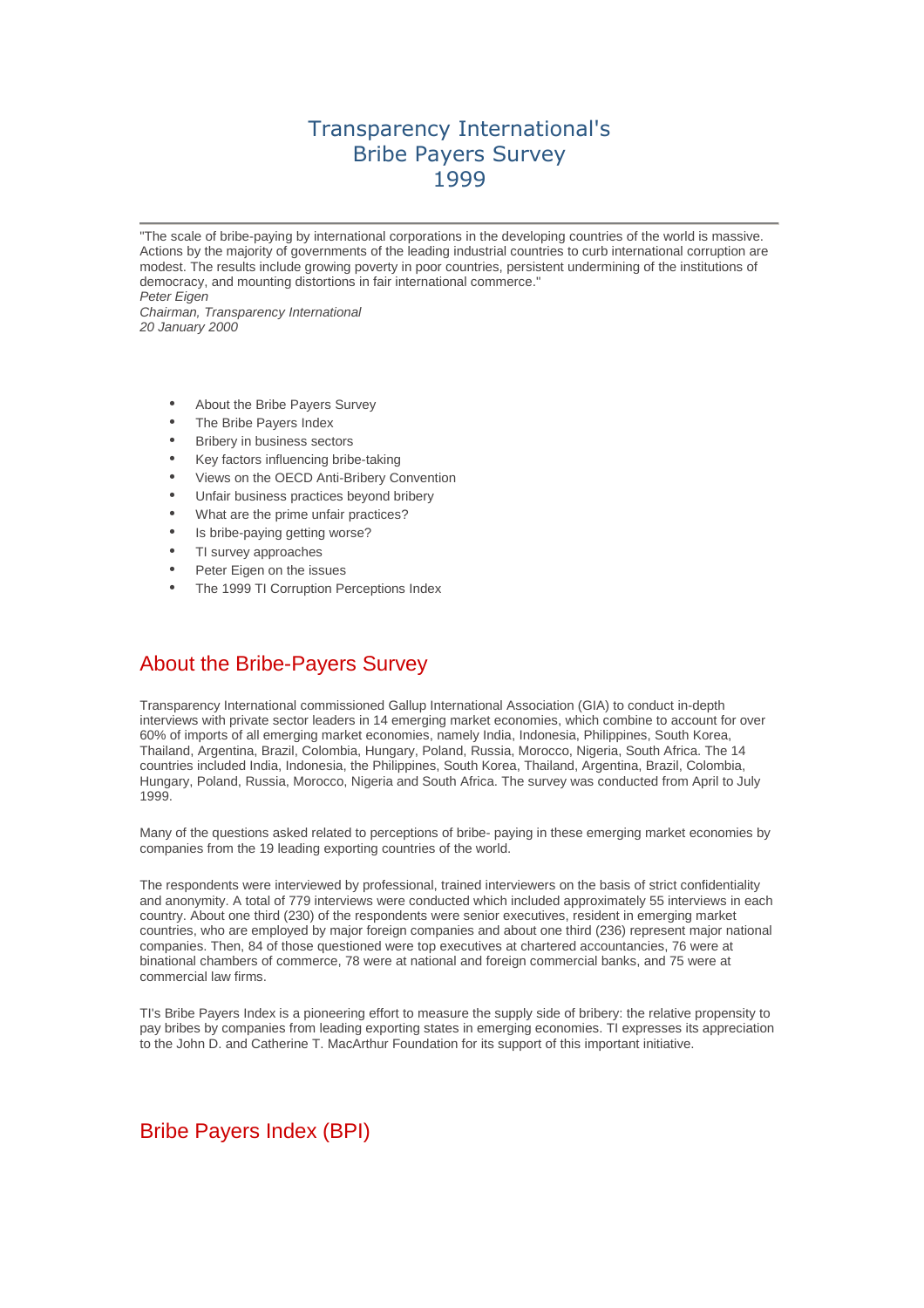# Transparency International's Bribe Payers Survey 1999

---

"The scale of bribe-paying by international corporations in the developing countries of the world is massive. Actions by the majority of governments of the leading industrial countries to curb international corruption are modest. The results include growing poverty in poor countries, persistent undermining of the institutions of democracy, and mounting distortions in fair international commerce."
*Peter Eigen*
*Chairman, Transparency International*
*20 January 2000*

- About the Bribe Payers Survey
- The Bribe Payers Index
- Bribery in business sectors
- Key factors influencing bribe-taking
- Views on the OECD Anti-Bribery Convention
- Unfair business practices beyond bribery
- What are the prime unfair practices?
- Is bribe-paying getting worse?
- TI survey approaches
- Peter Eigen on the issues
- The 1999 TI Corruption Perceptions Index

## About the Bribe-Payers Survey

Transparency International commissioned Gallup International Association (GIA) to conduct in-depth interviews with private sector leaders in 14 emerging market economies, which combine to account for over 60% of imports of all emerging market economies, namely India, Indonesia, Philippines, South Korea, Thailand, Argentina, Brazil, Colombia, Hungary, Poland, Russia, Morocco, Nigeria, South Africa. The 14 countries included India, Indonesia, the Philippines, South Korea, Thailand, Argentina, Brazil, Colombia, Hungary, Poland, Russia, Morocco, Nigeria and South Africa. The survey was conducted from April to July 1999.

Many of the questions asked related to perceptions of bribe- paying in these emerging market economies by companies from the 19 leading exporting countries of the world.

The respondents were interviewed by professional, trained interviewers on the basis of strict confidentiality and anonymity. A total of 779 interviews were conducted which included approximately 55 interviews in each country. About one third (230) of the respondents were senior executives, resident in emerging market countries, who are employed by major foreign companies and about one third (236) represent major national companies. Then, 84 of those questioned were top executives at chartered accountancies, 76 were at binational chambers of commerce, 78 were at national and foreign commercial banks, and 75 were at commercial law firms.

TI's Bribe Payers Index is a pioneering effort to measure the supply side of bribery: the relative propensity to pay bribes by companies from leading exporting states in emerging economies. TI expresses its appreciation to the John D. and Catherine T. MacArthur Foundation for its support of this important initiative.

## Bribe Payers Index (BPI)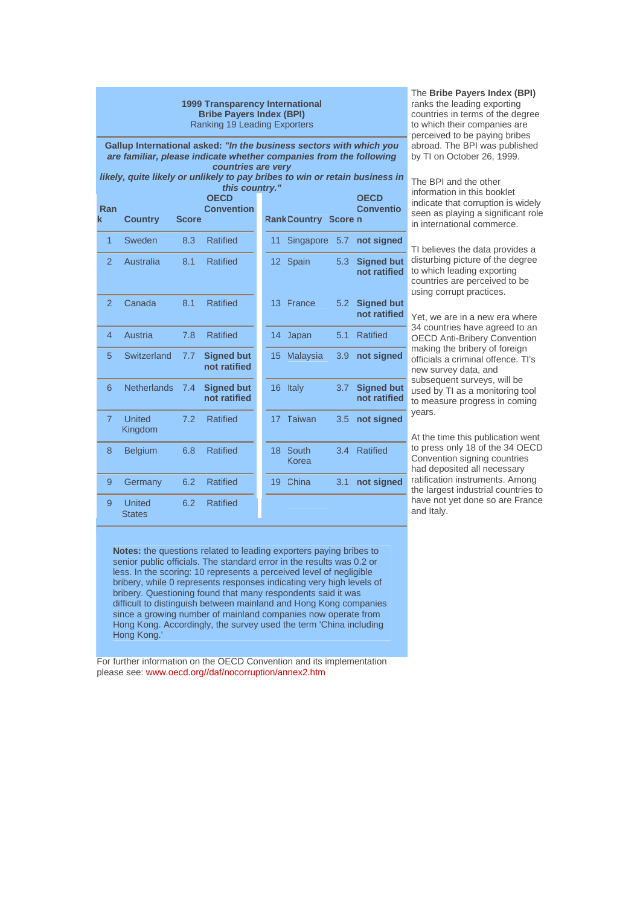**1999 Transparency International**
**Bribe Payers Index (BPI)**
Ranking 19 Leading Exporters

**Gallup International asked: *"In the business sectors with which you are familiar, please indicate whether companies from the following countries are very likely, quite likely or unlikely to pay bribes to win or retain business in this country."***

| Rank | Country | Score | OECD Convention | Rank | Country | Score | OECD Convention |
|---|---|---|---|---|---|---|---|
| 1 | Sweden | 8.3 | Ratified | 11 | Singapore | 5.7 | **not signed** |
| 2 | Australia | 8.1 | Ratified | 12 | Spain | 5.3 | **Signed but not ratified** |
| 2 | Canada | 8.1 | Ratified | 13 | France | 5.2 | **Signed but not ratified** |
| 4 | Austria | 7.8 | Ratified | 14 | Japan | 5.1 | Ratified |
| 5 | Switzerland | 7.7 | **Signed but not ratified** | 15 | Malaysia | 3.9 | **not signed** |
| 6 | Netherlands | 7.4 | **Signed but not ratified** | 16 | Italy | 3.7 | **Signed but not ratified** |
| 7 | United Kingdom | 7.2 | Ratified | 17 | Taiwan | 3.5 | **not signed** |
| 8 | Belgium | 6.8 | Ratified | 18 | South Korea | 3.4 | Ratified |
| 9 | Germany | 6.2 | Ratified | 19 | China | 3.1 | **not signed** |
| 9 | United States | 6.2 | Ratified | | | | |

**Notes:** the questions related to leading exporters paying bribes to senior public officials. The standard error in the results was 0.2 or less. In the scoring: 10 represents a perceived level of negligible bribery, while 0 represents responses indicating very high levels of bribery. Questioning found that many respondents said it was difficult to distinguish between mainland and Hong Kong companies since a growing number of mainland companies now operate from Hong Kong. Accordingly, the survey used the term 'China including Hong Kong.'

For further information on the OECD Convention and its implementation please see: www.oecd.org//daf/nocorruption/annex2.htm

The **Bribe Payers Index (BPI)** ranks the leading exporting countries in terms of the degree to which their companies are perceived to be paying bribes abroad. The BPI was published by TI on October 26, 1999.

The BPI and the other information in this booklet indicate that corruption is widely seen as playing a significant role in international commerce.

TI believes the data provides a disturbing picture of the degree to which leading exporting countries are perceived to be using corrupt practices.

Yet, we are in a new era where 34 countries have agreed to an OECD Anti-Bribery Convention making the bribery of foreign officials a criminal offence. TI's new survey data, and subsequent surveys, will be used by TI as a monitoring tool to measure progress in coming years.

At the time this publication went to press only 18 of the 34 OECD Convention signing countries had deposited all necessary ratification instruments. Among the largest industrial countries to have not yet done so are France and Italy.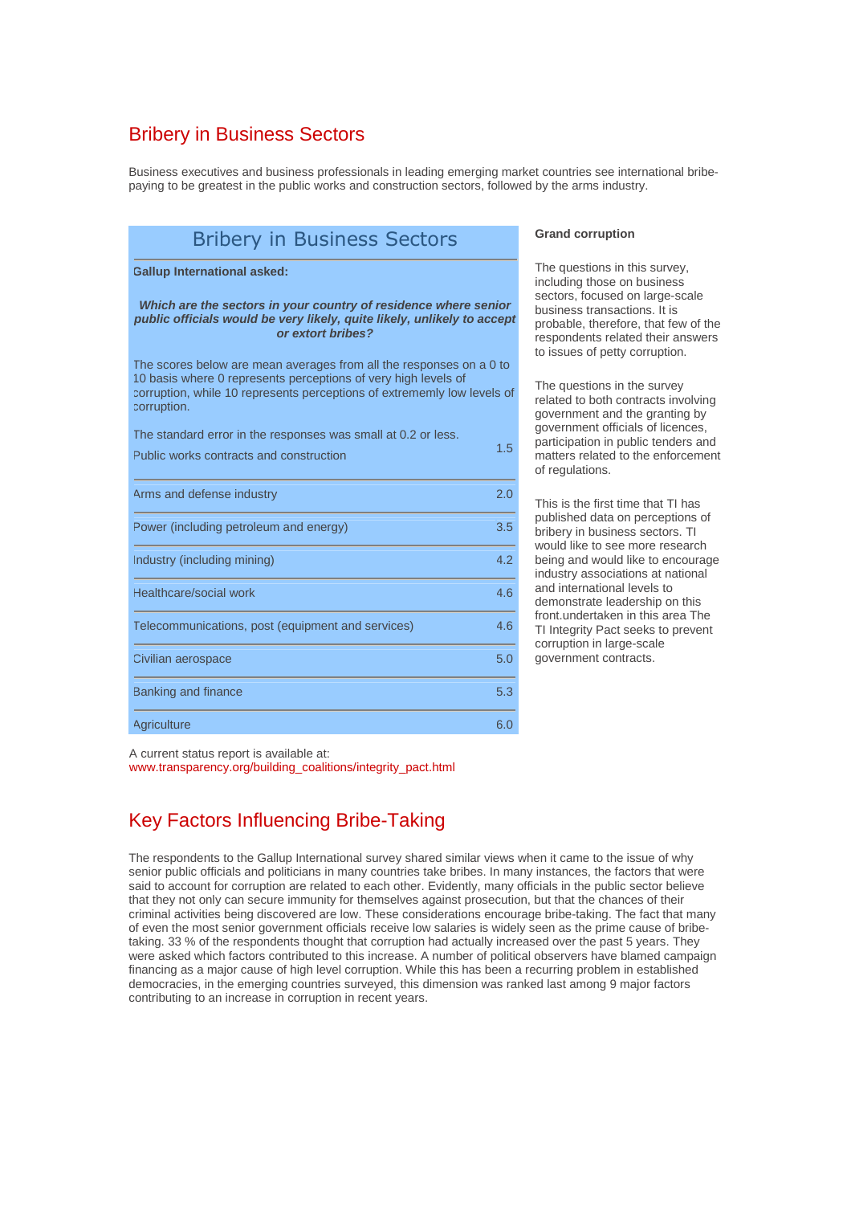## Bribery in Business Sectors

Business executives and business professionals in leading emerging market countries see international bribe-paying to be greatest in the public works and construction sectors, followed by the arms industry.

### Bribery in Business Sectors

**Gallup International asked:**

***Which are the sectors in your country of residence where senior public officials would be very likely, quite likely, unlikely to accept or extort bribes?***

The scores below are mean averages from all the responses on a 0 to 10 basis where 0 represents perceptions of very high levels of corruption, while 10 represents perceptions of extremenly low levels of corruption.

The standard error in the responses was small at 0.2 or less.

| Sector | Score |
|---|---|
| Public works contracts and construction | 1.5 |
| Arms and defense industry | 2.0 |
| Power (including petroleum and energy) | 3.5 |
| Industry (including mining) | 4.2 |
| Healthcare/social work | 4.6 |
| Telecommunications, post (equipment and services) | 4.6 |
| Civilian aerospace | 5.0 |
| Banking and finance | 5.3 |
| Agriculture | 6.0 |

**Grand corruption**

The questions in this survey, including those on business sectors, focused on large-scale business transactions. It is probable, therefore, that few of the respondents related their answers to issues of petty corruption.

The questions in the survey related to both contracts involving government and the granting by government officials of licences, participation in public tenders and matters related to the enforcement of regulations.

This is the first time that TI has published data on perceptions of bribery in business sectors. TI would like to see more research being and would like to encourage industry associations at national and international levels to demonstrate leadership on this front.undertaken in this area The TI Integrity Pact seeks to prevent corruption in large-scale government contracts.

A current status report is available at:
www.transparency.org/building_coalitions/integrity_pact.html

## Key Factors Influencing Bribe-Taking

The respondents to the Gallup International survey shared similar views when it came to the issue of why senior public officials and politicians in many countries take bribes. In many instances, the factors that were said to account for corruption are related to each other. Evidently, many officials in the public sector believe that they not only can secure immunity for themselves against prosecution, but that the chances of their criminal activities being discovered are low. These considerations encourage bribe-taking. The fact that many of even the most senior government officials receive low salaries is widely seen as the prime cause of bribe-taking. 33 % of the respondents thought that corruption had actually increased over the past 5 years. They were asked which factors contributed to this increase. A number of political observers have blamed campaign financing as a major cause of high level corruption. While this has been a recurring problem in established democracies, in the emerging countries surveyed, this dimension was ranked last among 9 major factors contributing to an increase in corruption in recent years.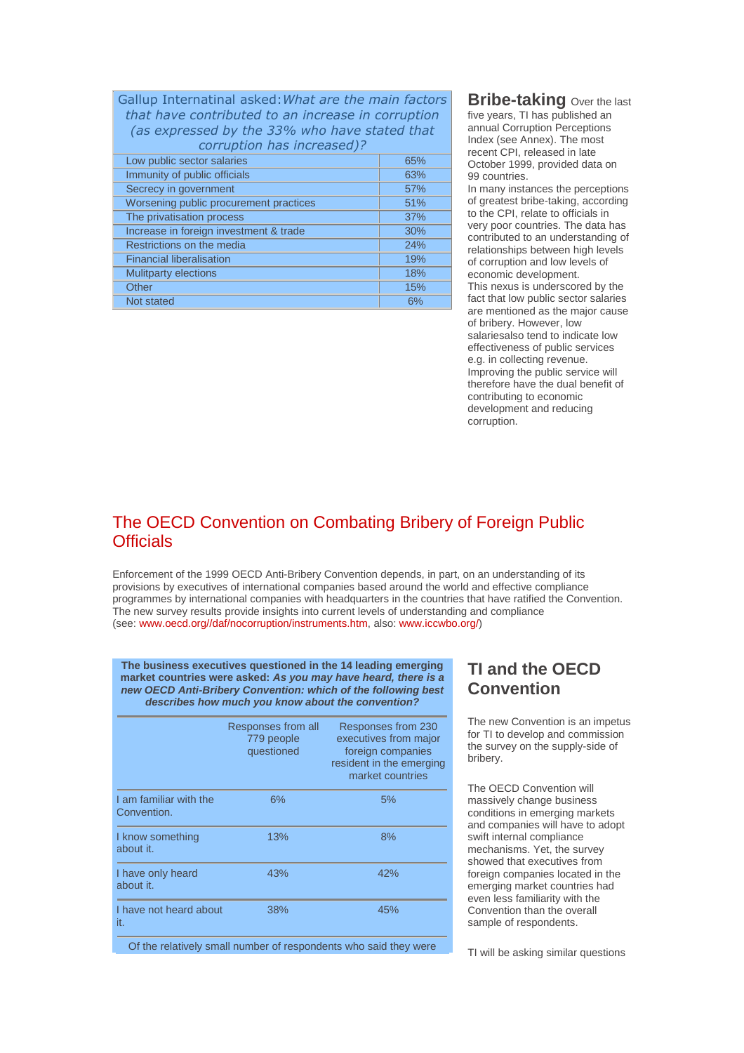| Gallup Internatinal asked: *What are the main factors that have contributed to an increase in corruption (as expressed by the 33% who have stated that corruption has increased)?* | |
|---|---|
| Low public sector salaries | 65% |
| Immunity of public officials | 63% |
| Secrecy in government | 57% |
| Worsening public procurement practices | 51% |
| The privatisation process | 37% |
| Increase in foreign investment & trade | 30% |
| Restrictions on the media | 24% |
| Financial liberalisation | 19% |
| Mulitparty elections | 18% |
| Other | 15% |
| Not stated | 6% |

## Bribe-taking

Over the last five years, TI has published an annual Corruption Perceptions Index (see Annex). The most recent CPI, released in late October 1999, provided data on 99 countries.

In many instances the perceptions of greatest bribe-taking, according to the CPI, relate to officials in very poor countries. The data has contributed to an understanding of relationships between high levels of corruption and low levels of economic development.

This nexus is underscored by the fact that low public sector salaries are mentioned as the major cause of bribery. However, low salariesalso tend to indicate low effectiveness of public services e.g. in collecting revenue. Improving the public service will therefore have the dual benefit of contributing to economic development and reducing corruption.

# The OECD Convention on Combating Bribery of Foreign Public Officials

Enforcement of the 1999 OECD Anti-Bribery Convention depends, in part, on an understanding of its provisions by executives of international companies based around the world and effective compliance programmes by international companies with headquarters in the countries that have ratified the Convention. The new survey results provide insights into current levels of understanding and compliance (see: www.oecd.org//daf/nocorruption/instruments.htm, also: www.iccwbo.org/)

**The business executives questioned in the 14 leading emerging market countries were asked: *As you may have heard, there is a new OECD Anti-Bribery Convention: which of the following best describes how much you know about the convention?***

| | Responses from all 779 people questioned | Responses from 230 executives from major foreign companies resident in the emerging market countries |
|---|---|---|
| I am familiar with the Convention. | 6% | 5% |
| I know something about it. | 13% | 8% |
| I have only heard about it. | 43% | 42% |
| I have not heard about it. | 38% | 45% |

Of the relatively small number of respondents who said they were

## TI and the OECD Convention

The new Convention is an impetus for TI to develop and commission the survey on the supply-side of bribery.

The OECD Convention will massively change business conditions in emerging markets and companies will have to adopt swift internal compliance mechanisms. Yet, the survey showed that executives from foreign companies located in the emerging market countries had even less familiarity with the Convention than the overall sample of respondents.

TI will be asking similar questions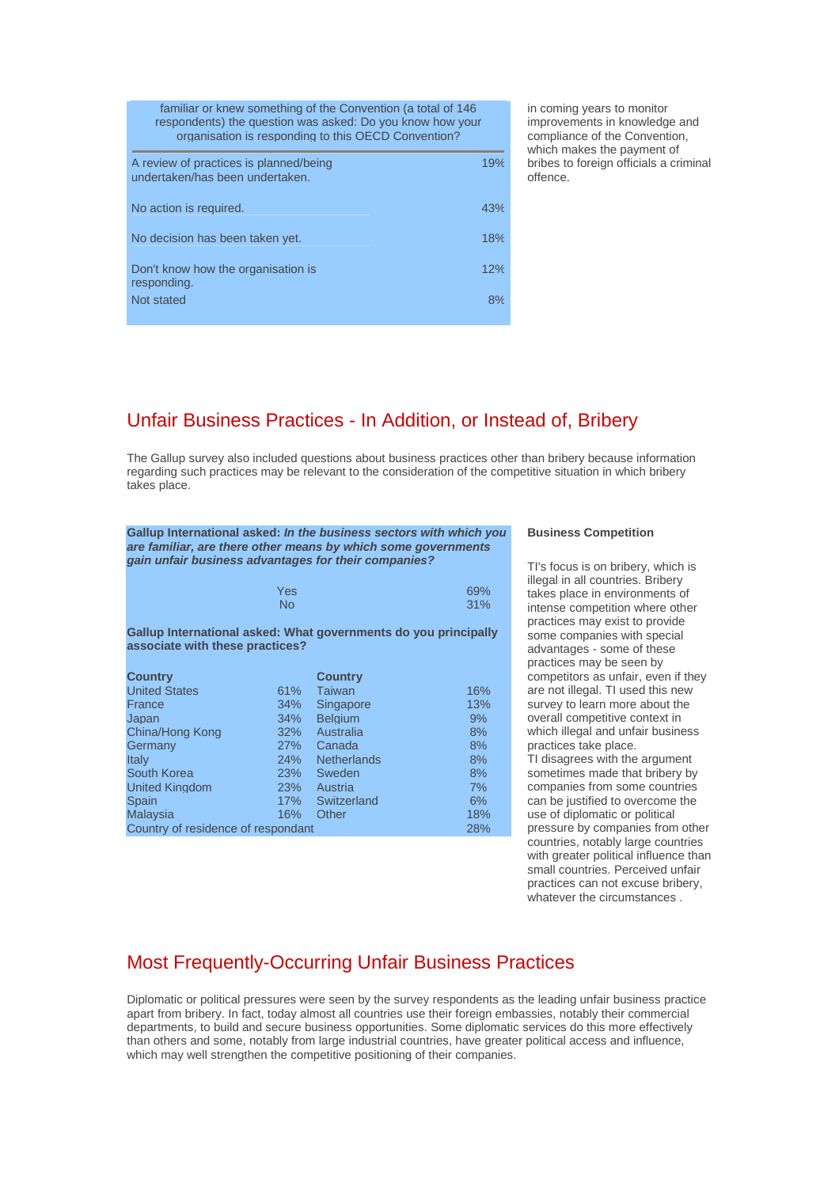familiar or knew something of the Convention (a total of 146 respondents) the question was asked: Do you know how your organisation is responding to this OECD Convention?

| Response | % |
|---|---|
| A review of practices is planned/being undertaken/has been undertaken. | 19% |
| No action is required. | 43% |
| No decision has been taken yet. | 18% |
| Don't know how the organisation is responding. | 12% |
| Not stated | 8% |

in coming years to monitor improvements in knowledge and compliance of the Convention, which makes the payment of bribes to foreign officials a criminal offence.

## Unfair Business Practices - In Addition, or Instead of, Bribery

The Gallup survey also included questions about business practices other than bribery because information regarding such practices may be relevant to the consideration of the competitive situation in which bribery takes place.

**Gallup International asked:** ***In the business sectors with which you are familiar, are there other means by which some governments gain unfair business advantages for their companies?***

| | |
|---|---|
| Yes | 69% |
| No | 31% |

**Gallup International asked: What governments do you principally associate with these practices?**

| Country | | Country | |
|---|---|---|---|
| United States | 61% | Taiwan | 16% |
| France | 34% | Singapore | 13% |
| Japan | 34% | Belgium | 9% |
| China/Hong Kong | 32% | Australia | 8% |
| Germany | 27% | Canada | 8% |
| Italy | 24% | Netherlands | 8% |
| South Korea | 23% | Sweden | 8% |
| United Kingdom | 23% | Austria | 7% |
| Spain | 17% | Switzerland | 6% |
| Malaysia | 16% | Other | 18% |
| Country of residence of respondant | | | 28% |

**Business Competition**

TI's focus is on bribery, which is illegal in all countries. Bribery takes place in environments of intense competition where other practices may exist to provide some companies with special advantages - some of these practices may be seen by competitors as unfair, even if they are not illegal. TI used this new survey to learn more about the overall competitive context in which illegal and unfair business practices take place.

TI disagrees with the argument sometimes made that bribery by companies from some countries can be justified to overcome the use of diplomatic or political pressure by companies from other countries, notably large countries with greater political influence than small countries. Perceived unfair practices can not excuse bribery, whatever the circumstances .

## Most Frequently-Occurring Unfair Business Practices

Diplomatic or political pressures were seen by the survey respondents as the leading unfair business practice apart from bribery. In fact, today almost all countries use their foreign embassies, notably their commercial departments, to build and secure business opportunities. Some diplomatic services do this more effectively than others and some, notably from large industrial countries, have greater political access and influence, which may well strengthen the competitive positioning of their companies.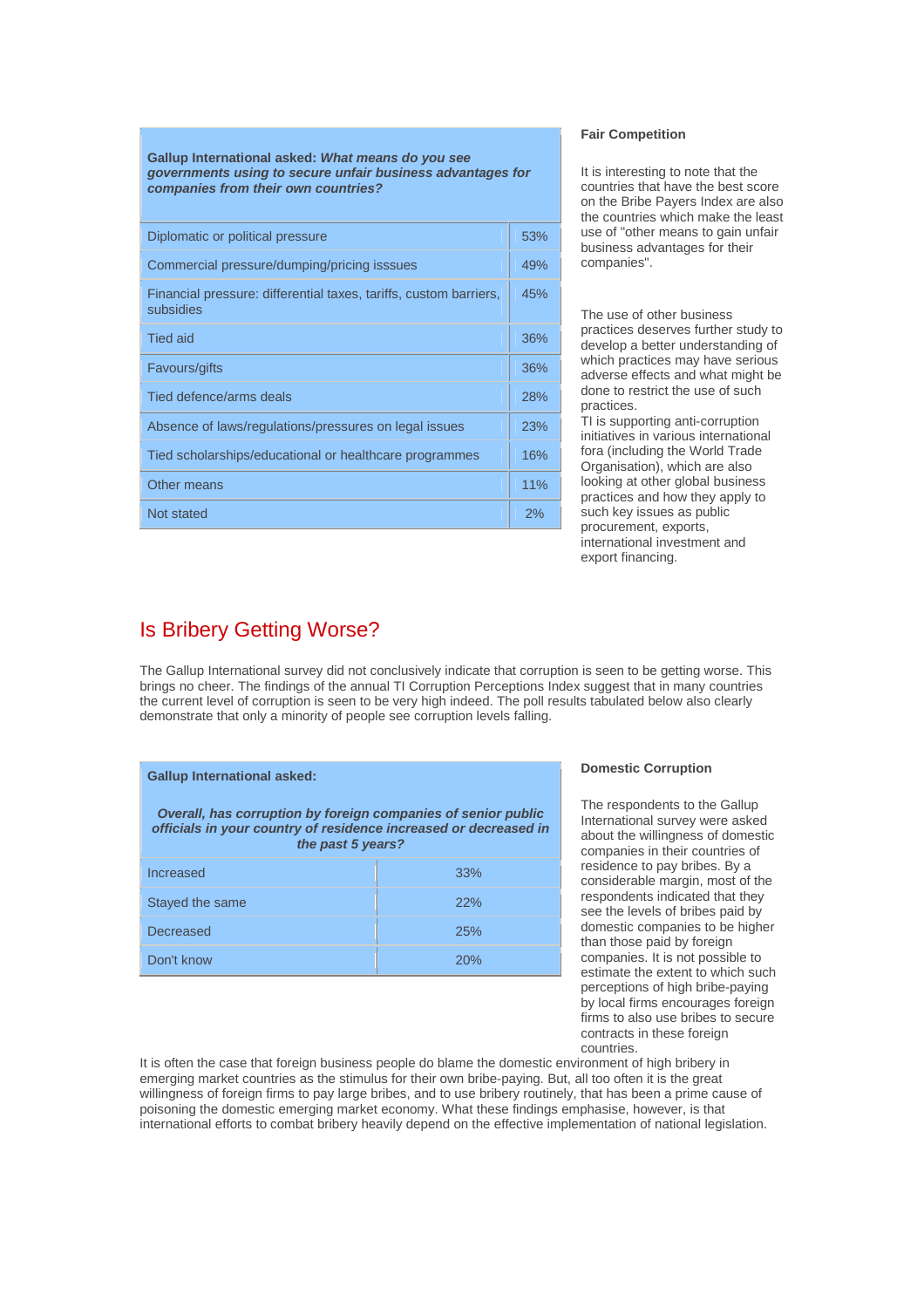| **Gallup International asked:** ***What means do you see governments using to secure unfair business advantages for companies from their own countries?*** | |
| --- | --- |
| Diplomatic or political pressure | 53% |
| Commercial pressure/dumping/pricing isssues | 49% |
| Financial pressure: differential taxes, tariffs, custom barriers, subsidies | 45% |
| Tied aid | 36% |
| Favours/gifts | 36% |
| Tied defence/arms deals | 28% |
| Absence of laws/regulations/pressures on legal issues | 23% |
| Tied scholarships/educational or healthcare programmes | 16% |
| Other means | 11% |
| Not stated | 2% |

**Fair Competition**

It is interesting to note that the countries that have the best score on the Bribe Payers Index are also the countries which make the least use of "other means to gain unfair business advantages for their companies".

The use of other business practices deserves further study to develop a better understanding of which practices may have serious adverse effects and what might be done to restrict the use of such practices.
TI is supporting anti-corruption initiatives in various international fora (including the World Trade Organisation), which are also looking at other global business practices and how they apply to such key issues as public procurement, exports, international investment and export financing.

## Is Bribery Getting Worse?

The Gallup International survey did not conclusively indicate that corruption is seen to be getting worse. This brings no cheer. The findings of the annual TI Corruption Perceptions Index suggest that in many countries the current level of corruption is seen to be very high indeed. The poll results tabulated below also clearly demonstrate that only a minority of people see corruption levels falling.

| **Gallup International asked:** ***Overall, has corruption by foreign companies of senior public officials in your country of residence increased or decreased in the past 5 years?*** | |
| --- | --- |
| Increased | 33% |
| Stayed the same | 22% |
| Decreased | 25% |
| Don't know | 20% |

**Domestic Corruption**

The respondents to the Gallup International survey were asked about the willingness of domestic companies in their countries of residence to pay bribes. By a considerable margin, most of the respondents indicated that they see the levels of bribes paid by domestic companies to be higher than those paid by foreign companies. It is not possible to estimate the extent to which such perceptions of high bribe-paying by local firms encourages foreign firms to also use bribes to secure contracts in these foreign countries.

It is often the case that foreign business people do blame the domestic environment of high bribery in emerging market countries as the stimulus for their own bribe-paying. But, all too often it is the great willingness of foreign firms to pay large bribes, and to use bribery routinely, that has been a prime cause of poisoning the domestic emerging market economy. What these findings emphasise, however, is that international efforts to combat bribery heavily depend on the effective implementation of national legislation.